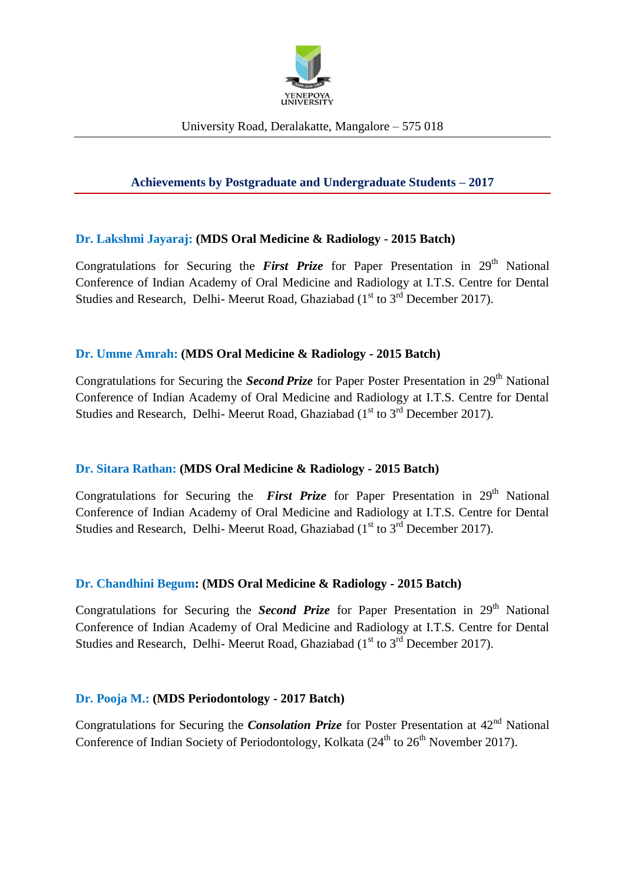YENEPOYA UNIVERSITY

University Road, Deralakatte, Mangalore – 575 018

## Achievements by Postgraduate and Undergraduate Students – 2017

**Dr. Lakshmi Jayaraj: (MDS Oral Medicine & Radiology - 2015 Batch)**

Congratulations for Securing the ***First Prize*** for Paper Presentation in 29th National Conference of Indian Academy of Oral Medicine and Radiology at I.T.S. Centre for Dental Studies and Research, Delhi- Meerut Road, Ghaziabad (1st to 3rd December 2017).

**Dr. Umme Amrah: (MDS Oral Medicine & Radiology - 2015 Batch)**

Congratulations for Securing the ***Second Prize*** for Paper Poster Presentation in 29th National Conference of Indian Academy of Oral Medicine and Radiology at I.T.S. Centre for Dental Studies and Research, Delhi- Meerut Road, Ghaziabad (1st to 3rd December 2017).

**Dr. Sitara Rathan: (MDS Oral Medicine & Radiology - 2015 Batch)**

Congratulations for Securing the ***First Prize*** for Paper Presentation in 29th National Conference of Indian Academy of Oral Medicine and Radiology at I.T.S. Centre for Dental Studies and Research, Delhi- Meerut Road, Ghaziabad (1st to 3rd December 2017).

**Dr. Chandhini Begum: (MDS Oral Medicine & Radiology - 2015 Batch)**

Congratulations for Securing the ***Second Prize*** for Paper Presentation in 29th National Conference of Indian Academy of Oral Medicine and Radiology at I.T.S. Centre for Dental Studies and Research, Delhi- Meerut Road, Ghaziabad (1st to 3rd December 2017).

**Dr. Pooja M.: (MDS Periodontology - 2017 Batch)**

Congratulations for Securing the ***Consolation Prize*** for Poster Presentation at 42nd National Conference of Indian Society of Periodontology, Kolkata (24th to 26th November 2017).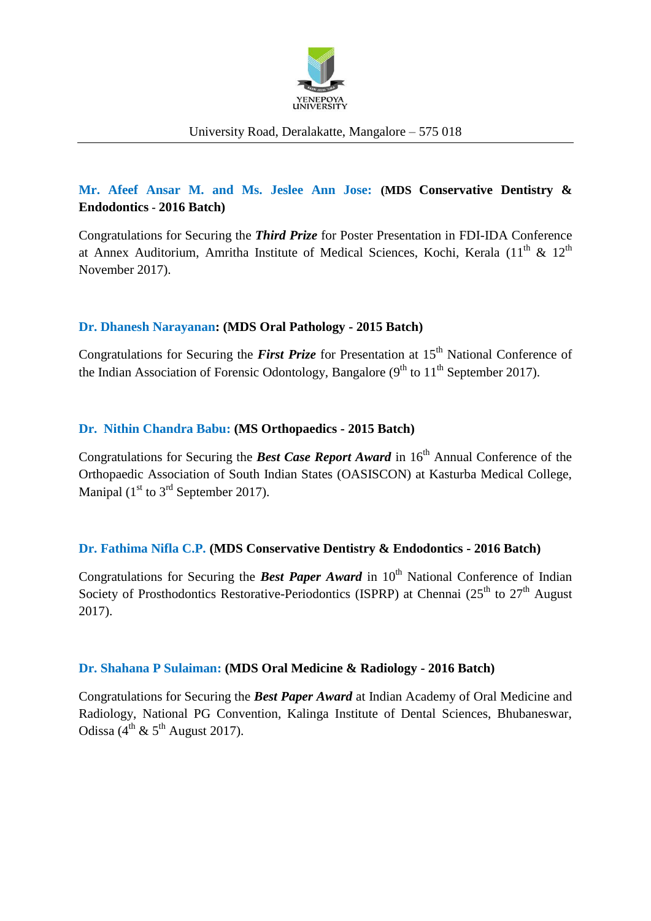**Mr. Afeef Ansar M. and Ms. Jeslee Ann Jose: (MDS Conservative Dentistry & Endodontics - 2016 Batch)**

Congratulations for Securing the ***Third Prize*** for Poster Presentation in FDI-IDA Conference at Annex Auditorium, Amritha Institute of Medical Sciences, Kochi, Kerala (11th & 12th November 2017).

**Dr. Dhanesh Narayanan: (MDS Oral Pathology - 2015 Batch)**

Congratulations for Securing the ***First Prize*** for Presentation at 15th National Conference of the Indian Association of Forensic Odontology, Bangalore (9th to 11th September 2017).

**Dr. Nithin Chandra Babu: (MS Orthopaedics - 2015 Batch)**

Congratulations for Securing the ***Best Case Report Award*** in 16th Annual Conference of the Orthopaedic Association of South Indian States (OASISCON) at Kasturba Medical College, Manipal (1st to 3rd September 2017).

**Dr. Fathima Nifla C.P. (MDS Conservative Dentistry & Endodontics - 2016 Batch)**

Congratulations for Securing the ***Best Paper Award*** in 10th National Conference of Indian Society of Prosthodontics Restorative-Periodontics (ISPRP) at Chennai (25th to 27th August 2017).

**Dr. Shahana P Sulaiman: (MDS Oral Medicine & Radiology - 2016 Batch)**

Congratulations for Securing the ***Best Paper Award*** at Indian Academy of Oral Medicine and Radiology, National PG Convention, Kalinga Institute of Dental Sciences, Bhubaneswar, Odissa (4th & 5th August 2017).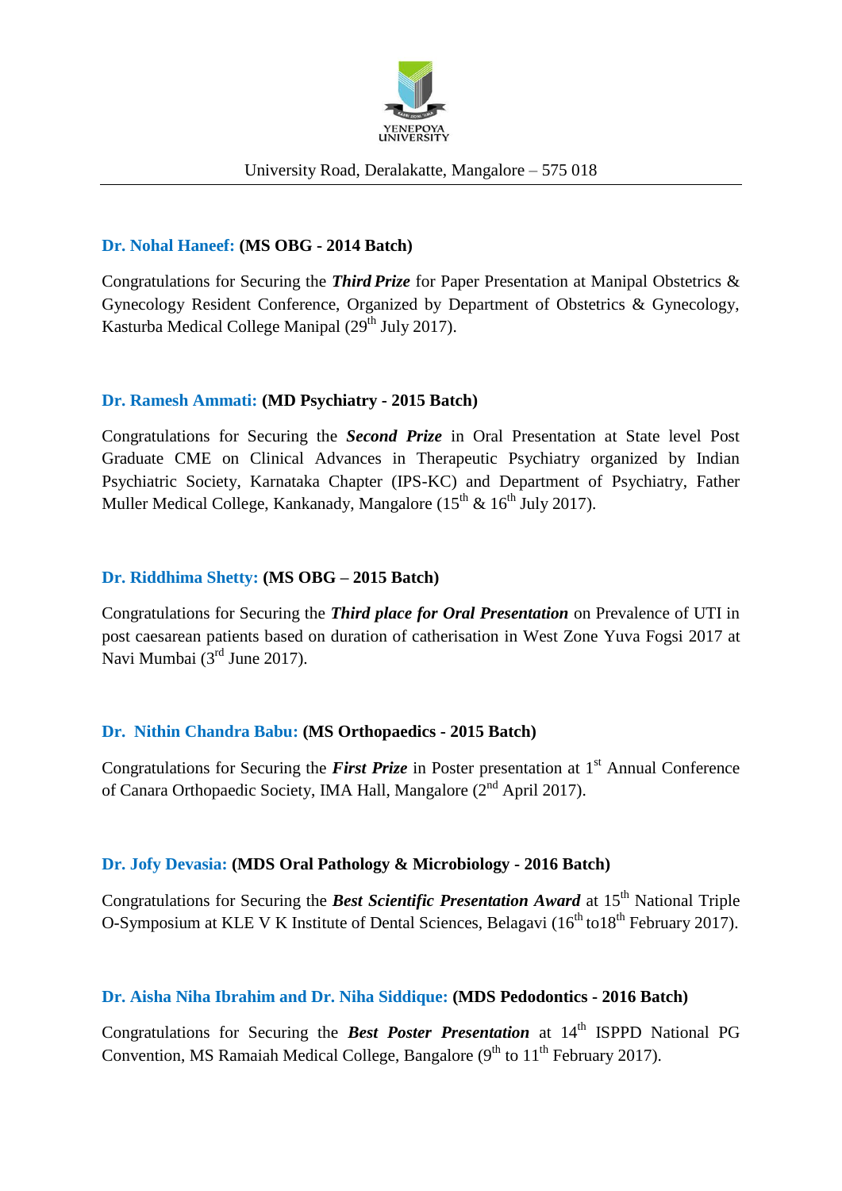**Dr. Nohal Haneef:** **(MS OBG - 2014 Batch)**

Congratulations for Securing the ***Third Prize*** for Paper Presentation at Manipal Obstetrics & Gynecology Resident Conference, Organized by Department of Obstetrics & Gynecology, Kasturba Medical College Manipal (29th July 2017).

**Dr. Ramesh Ammati:** **(MD Psychiatry - 2015 Batch)**

Congratulations for Securing the ***Second Prize*** in Oral Presentation at State level Post Graduate CME on Clinical Advances in Therapeutic Psychiatry organized by Indian Psychiatric Society, Karnataka Chapter (IPS-KC) and Department of Psychiatry, Father Muller Medical College, Kankanady, Mangalore (15th & 16th July 2017).

**Dr. Riddhima Shetty:** **(MS OBG – 2015 Batch)**

Congratulations for Securing the ***Third place for Oral Presentation*** on Prevalence of UTI in post caesarean patients based on duration of catherisation in West Zone Yuva Fogsi 2017 at Navi Mumbai (3rd June 2017).

**Dr. Nithin Chandra Babu:** **(MS Orthopaedics - 2015 Batch)**

Congratulations for Securing the ***First Prize*** in Poster presentation at 1st Annual Conference of Canara Orthopaedic Society, IMA Hall, Mangalore (2nd April 2017).

**Dr. Jofy Devasia:** **(MDS Oral Pathology & Microbiology - 2016 Batch)**

Congratulations for Securing the ***Best Scientific Presentation Award*** at 15th National Triple O-Symposium at KLE V K Institute of Dental Sciences, Belagavi (16th to18th February 2017).

**Dr. Aisha Niha Ibrahim and Dr. Niha Siddique:** **(MDS Pedodontics - 2016 Batch)**

Congratulations for Securing the ***Best Poster Presentation*** at 14th ISPPD National PG Convention, MS Ramaiah Medical College, Bangalore (9th to 11th February 2017).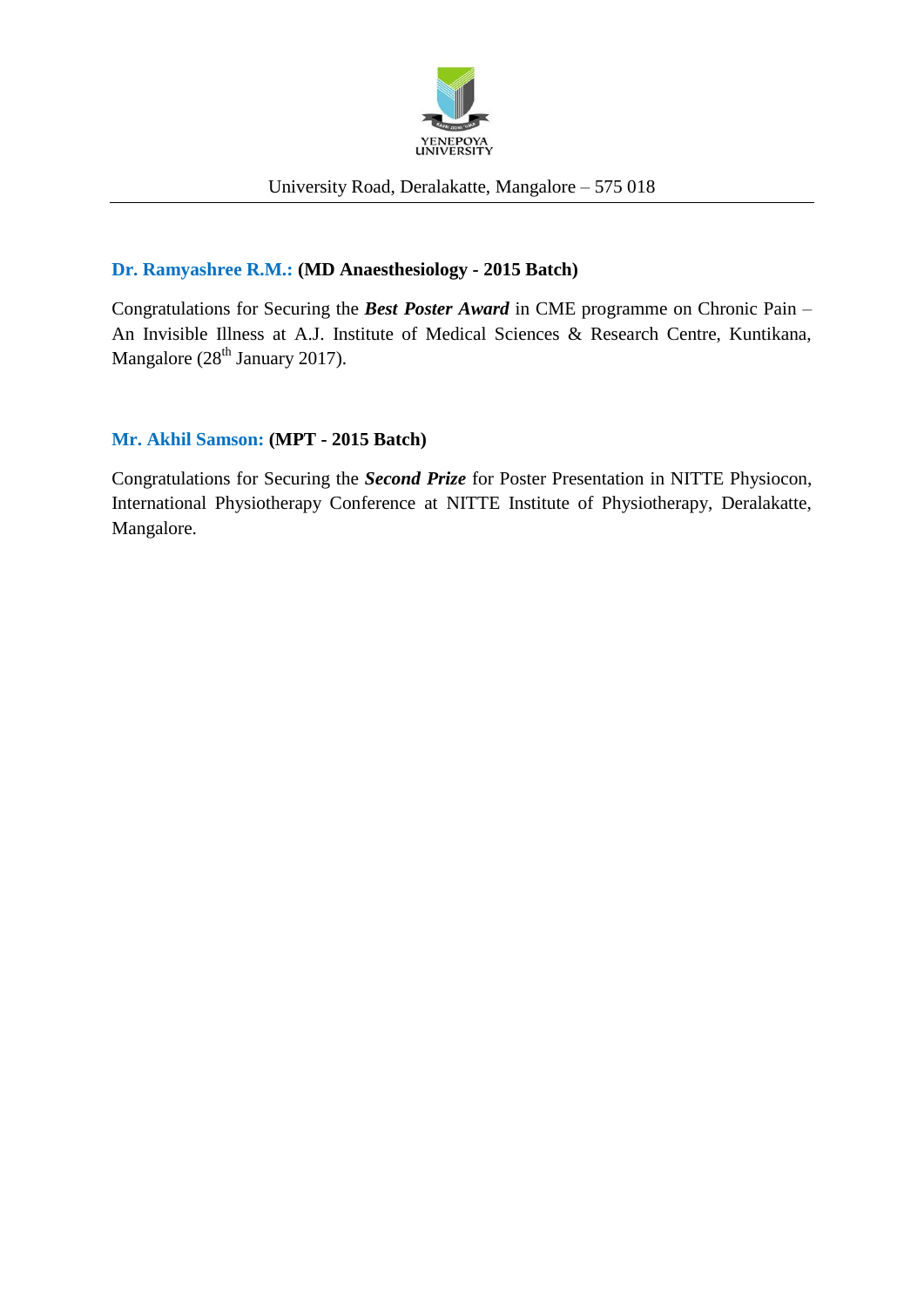YENEPOYA UNIVERSITY

University Road, Deralakatte, Mangalore – 575 018

**Dr. Ramyashree R.M.: (MD Anaesthesiology - 2015 Batch)**

Congratulations for Securing the ***Best Poster Award*** in CME programme on Chronic Pain – An Invisible Illness at A.J. Institute of Medical Sciences & Research Centre, Kuntikana, Mangalore (28th January 2017).

**Mr. Akhil Samson: (MPT - 2015 Batch)**

Congratulations for Securing the ***Second Prize*** for Poster Presentation in NITTE Physiocon, International Physiotherapy Conference at NITTE Institute of Physiotherapy, Deralakatte, Mangalore.